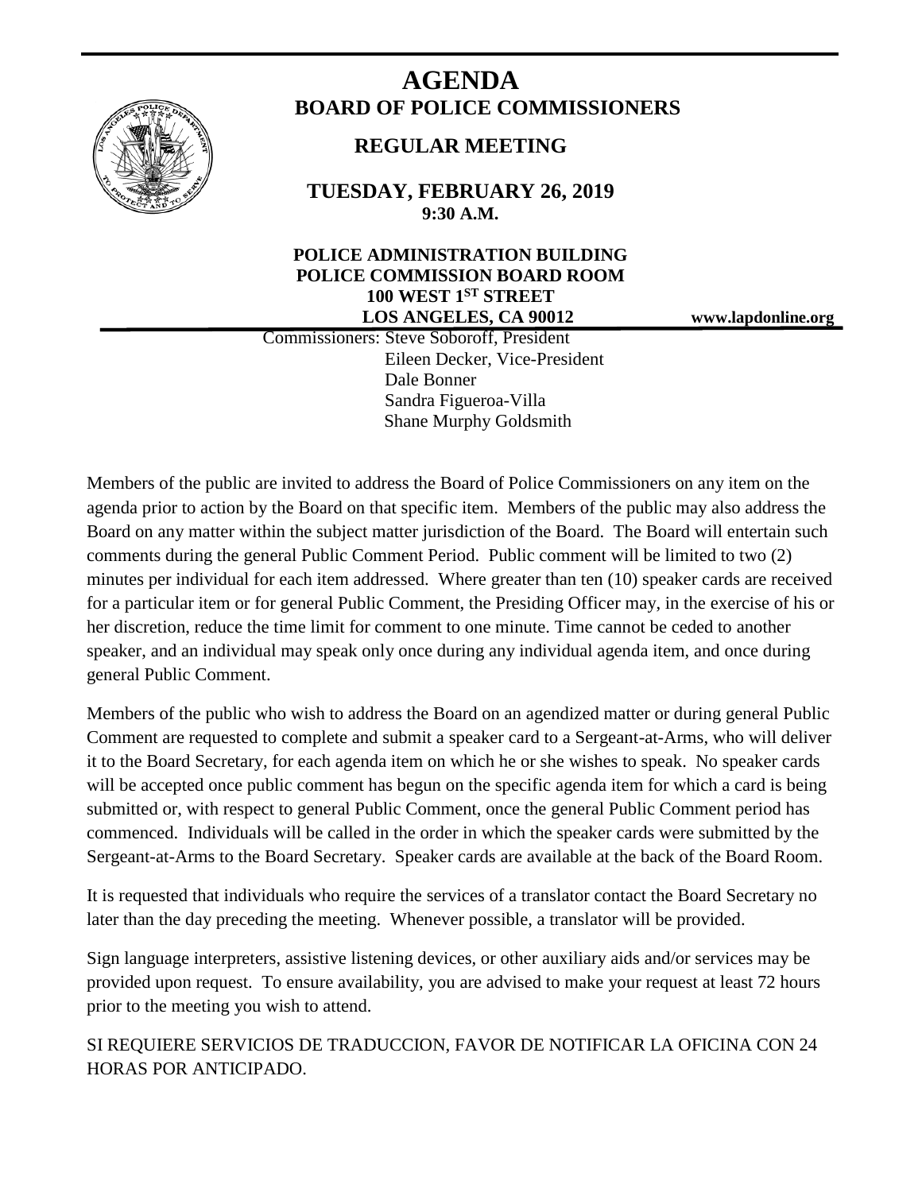# AGENDA

## BOARD OF POLICE COMMISSIONERS

### REGULAR MEETING

**TUESDAY, FEBRUARY 26, 2019**
**9:30 A.M.**

**POLICE ADMINISTRATION BUILDING**
**POLICE COMMISSION BOARD ROOM**
**100 WEST 1ST STREET**
**LOS ANGELES, CA 90012**

**www.lapdonline.org**

Commissioners: Steve Soboroff, President
Eileen Decker, Vice-President
Dale Bonner
Sandra Figueroa-Villa
Shane Murphy Goldsmith

Members of the public are invited to address the Board of Police Commissioners on any item on the agenda prior to action by the Board on that specific item. Members of the public may also address the Board on any matter within the subject matter jurisdiction of the Board. The Board will entertain such comments during the general Public Comment Period. Public comment will be limited to two (2) minutes per individual for each item addressed. Where greater than ten (10) speaker cards are received for a particular item or for general Public Comment, the Presiding Officer may, in the exercise of his or her discretion, reduce the time limit for comment to one minute. Time cannot be ceded to another speaker, and an individual may speak only once during any individual agenda item, and once during general Public Comment.

Members of the public who wish to address the Board on an agendized matter or during general Public Comment are requested to complete and submit a speaker card to a Sergeant-at-Arms, who will deliver it to the Board Secretary, for each agenda item on which he or she wishes to speak. No speaker cards will be accepted once public comment has begun on the specific agenda item for which a card is being submitted or, with respect to general Public Comment, once the general Public Comment period has commenced. Individuals will be called in the order in which the speaker cards were submitted by the Sergeant-at-Arms to the Board Secretary. Speaker cards are available at the back of the Board Room.

It is requested that individuals who require the services of a translator contact the Board Secretary no later than the day preceding the meeting. Whenever possible, a translator will be provided.

Sign language interpreters, assistive listening devices, or other auxiliary aids and/or services may be provided upon request. To ensure availability, you are advised to make your request at least 72 hours prior to the meeting you wish to attend.

SI REQUIERE SERVICIOS DE TRADUCCION, FAVOR DE NOTIFICAR LA OFICINA CON 24 HORAS POR ANTICIPADO.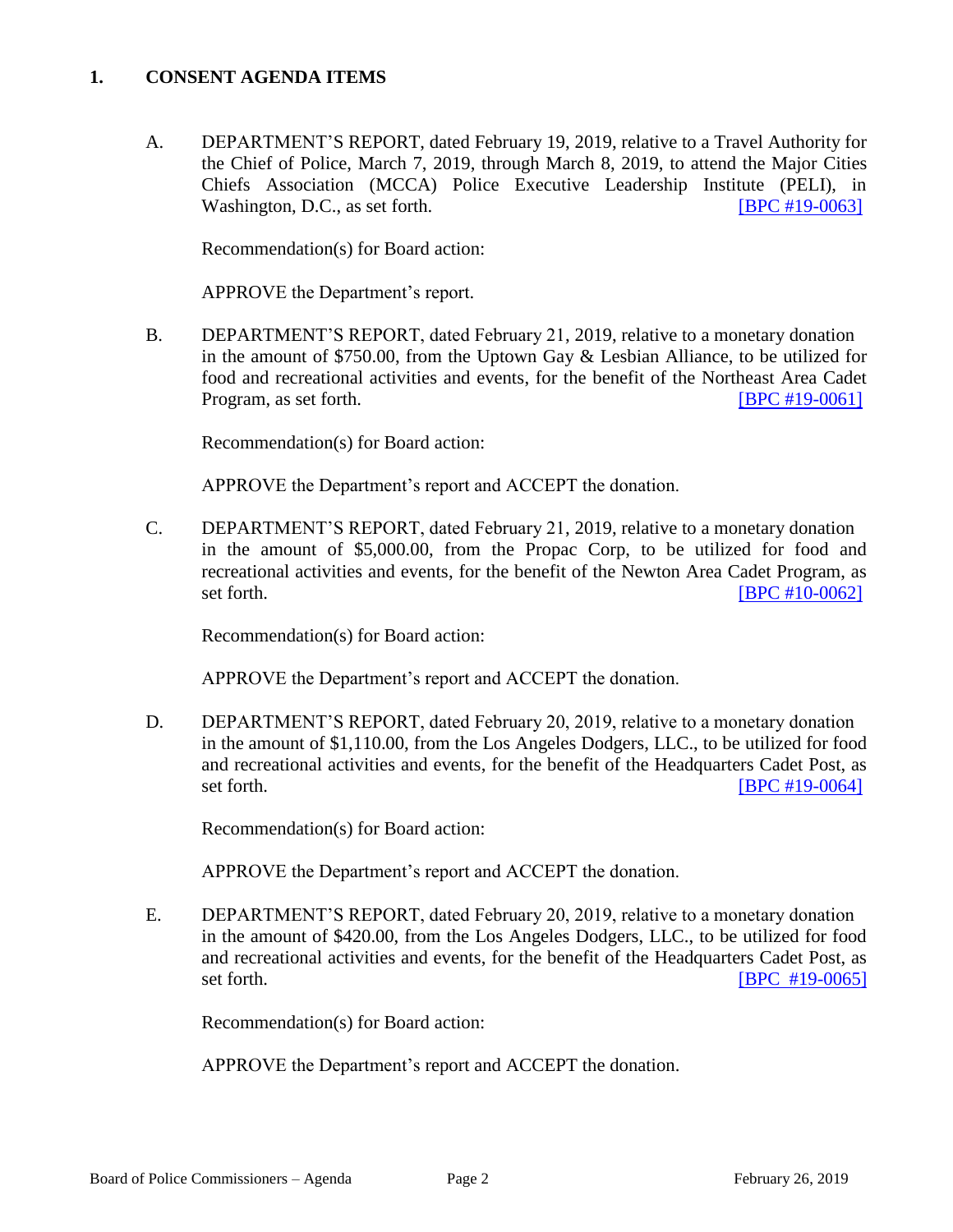## 1. CONSENT AGENDA ITEMS

A. DEPARTMENT'S REPORT, dated February 19, 2019, relative to a Travel Authority for the Chief of Police, March 7, 2019, through March 8, 2019, to attend the Major Cities Chiefs Association (MCCA) Police Executive Leadership Institute (PELI), in Washington, D.C., as set forth. [BPC #19-0063]

Recommendation(s) for Board action:

APPROVE the Department's report.

B. DEPARTMENT'S REPORT, dated February 21, 2019, relative to a monetary donation in the amount of $750.00, from the Uptown Gay & Lesbian Alliance, to be utilized for food and recreational activities and events, for the benefit of the Northeast Area Cadet Program, as set forth. [BPC #19-0061]

Recommendation(s) for Board action:

APPROVE the Department's report and ACCEPT the donation.

C. DEPARTMENT'S REPORT, dated February 21, 2019, relative to a monetary donation in the amount of $5,000.00, from the Propac Corp, to be utilized for food and recreational activities and events, for the benefit of the Newton Area Cadet Program, as set forth. [BPC #10-0062]

Recommendation(s) for Board action:

APPROVE the Department's report and ACCEPT the donation.

D. DEPARTMENT'S REPORT, dated February 20, 2019, relative to a monetary donation in the amount of $1,110.00, from the Los Angeles Dodgers, LLC., to be utilized for food and recreational activities and events, for the benefit of the Headquarters Cadet Post, as set forth. [BPC #19-0064]

Recommendation(s) for Board action:

APPROVE the Department's report and ACCEPT the donation.

E. DEPARTMENT'S REPORT, dated February 20, 2019, relative to a monetary donation in the amount of $420.00, from the Los Angeles Dodgers, LLC., to be utilized for food and recreational activities and events, for the benefit of the Headquarters Cadet Post, as set forth. [BPC #19-0065]

Recommendation(s) for Board action:

APPROVE the Department's report and ACCEPT the donation.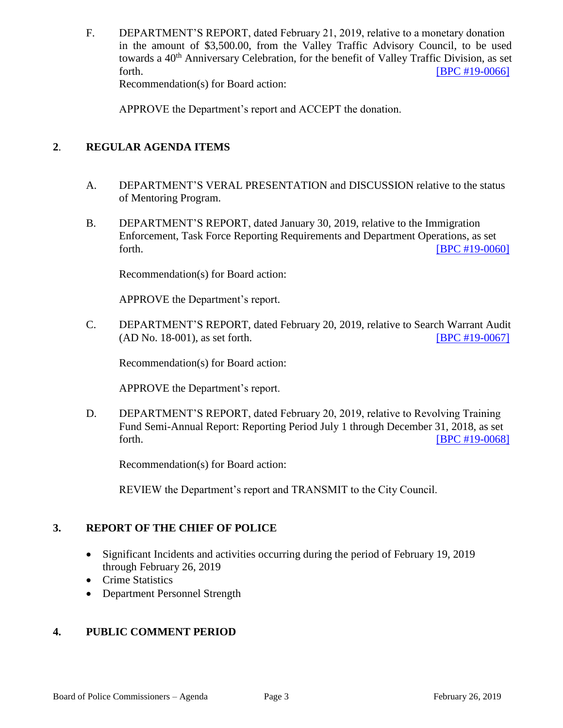F. DEPARTMENT'S REPORT, dated February 21, 2019, relative to a monetary donation in the amount of $3,500.00, from the Valley Traffic Advisory Council, to be used towards a 40th Anniversary Celebration, for the benefit of Valley Traffic Division, as set forth. [BPC #19-0066]

Recommendation(s) for Board action:

APPROVE the Department's report and ACCEPT the donation.

## 2. REGULAR AGENDA ITEMS

A. DEPARTMENT'S VERAL PRESENTATION and DISCUSSION relative to the status of Mentoring Program.

B. DEPARTMENT'S REPORT, dated January 30, 2019, relative to the Immigration Enforcement, Task Force Reporting Requirements and Department Operations, as set forth. [BPC #19-0060]

Recommendation(s) for Board action:

APPROVE the Department's report.

C. DEPARTMENT'S REPORT, dated February 20, 2019, relative to Search Warrant Audit (AD No. 18-001), as set forth. [BPC #19-0067]

Recommendation(s) for Board action:

APPROVE the Department's report.

D. DEPARTMENT'S REPORT, dated February 20, 2019, relative to Revolving Training Fund Semi-Annual Report: Reporting Period July 1 through December 31, 2018, as set forth. [BPC #19-0068]

Recommendation(s) for Board action:

REVIEW the Department's report and TRANSMIT to the City Council.

## 3. REPORT OF THE CHIEF OF POLICE

- Significant Incidents and activities occurring during the period of February 19, 2019 through February 26, 2019
- Crime Statistics
- Department Personnel Strength

## 4. PUBLIC COMMENT PERIOD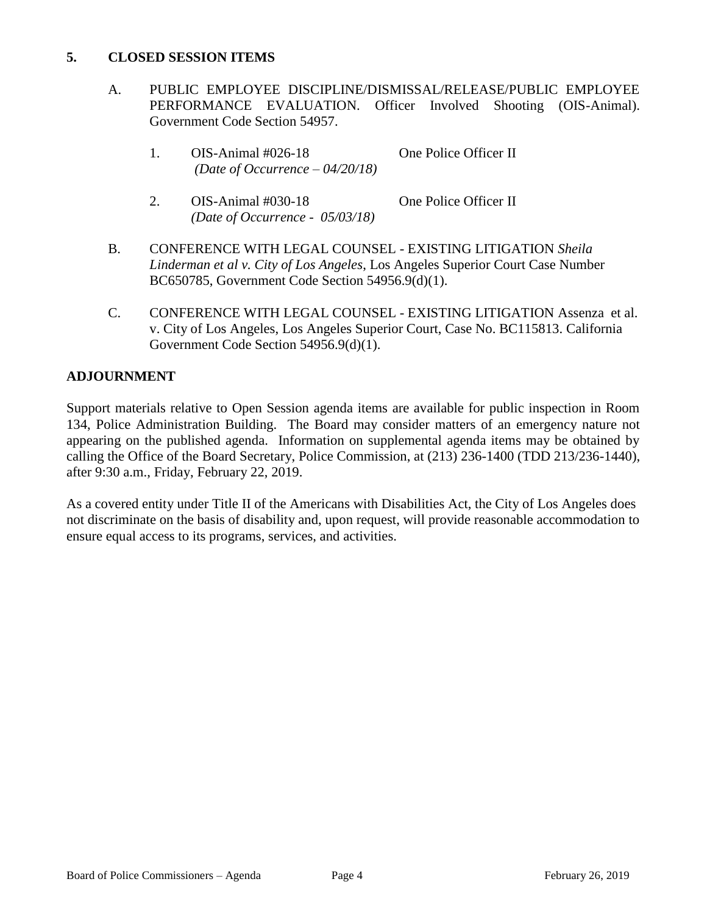## 5. CLOSED SESSION ITEMS

A. PUBLIC EMPLOYEE DISCIPLINE/DISMISSAL/RELEASE/PUBLIC EMPLOYEE PERFORMANCE EVALUATION. Officer Involved Shooting (OIS-Animal). Government Code Section 54957.

1. OIS-Animal #026-18 — One Police Officer II
   *(Date of Occurrence – 04/20/18)*

2. OIS-Animal #030-18 — One Police Officer II
   *(Date of Occurrence - 05/03/18)*

B. CONFERENCE WITH LEGAL COUNSEL - EXISTING LITIGATION *Sheila Linderman et al v. City of Los Angeles*, Los Angeles Superior Court Case Number BC650785, Government Code Section 54956.9(d)(1).

C. CONFERENCE WITH LEGAL COUNSEL - EXISTING LITIGATION Assenza et al. v. City of Los Angeles, Los Angeles Superior Court, Case No. BC115813. California Government Code Section 54956.9(d)(1).

## ADJOURNMENT

Support materials relative to Open Session agenda items are available for public inspection in Room 134, Police Administration Building. The Board may consider matters of an emergency nature not appearing on the published agenda. Information on supplemental agenda items may be obtained by calling the Office of the Board Secretary, Police Commission, at (213) 236-1400 (TDD 213/236-1440), after 9:30 a.m., Friday, February 22, 2019.

As a covered entity under Title II of the Americans with Disabilities Act, the City of Los Angeles does not discriminate on the basis of disability and, upon request, will provide reasonable accommodation to ensure equal access to its programs, services, and activities.